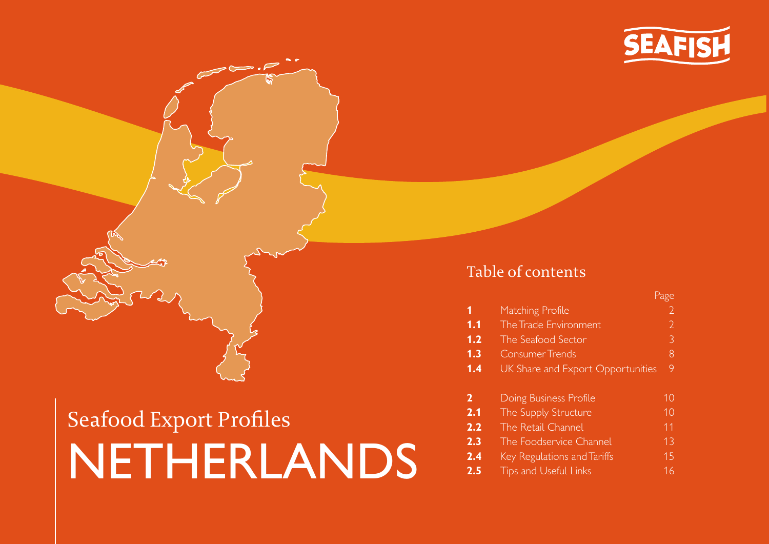SEAFISH

# Seafood Export Profiles

# NETHERLANDS

## Table of contents

| | | Page |
|---|---|---|
| **1** | Matching Profile | 2 |
| **1.1** | The Trade Environment | 2 |
| **1.2** | The Seafood Sector | 3 |
| **1.3** | Consumer Trends | 8 |
| **1.4** | UK Share and Export Opportunities | 9 |
| **2** | Doing Business Profile | 10 |
| **2.1** | The Supply Structure | 10 |
| **2.2** | The Retail Channel | 11 |
| **2.3** | The Foodservice Channel | 13 |
| **2.4** | Key Regulations and Tariffs | 15 |
| **2.5** | Tips and Useful Links | 16 |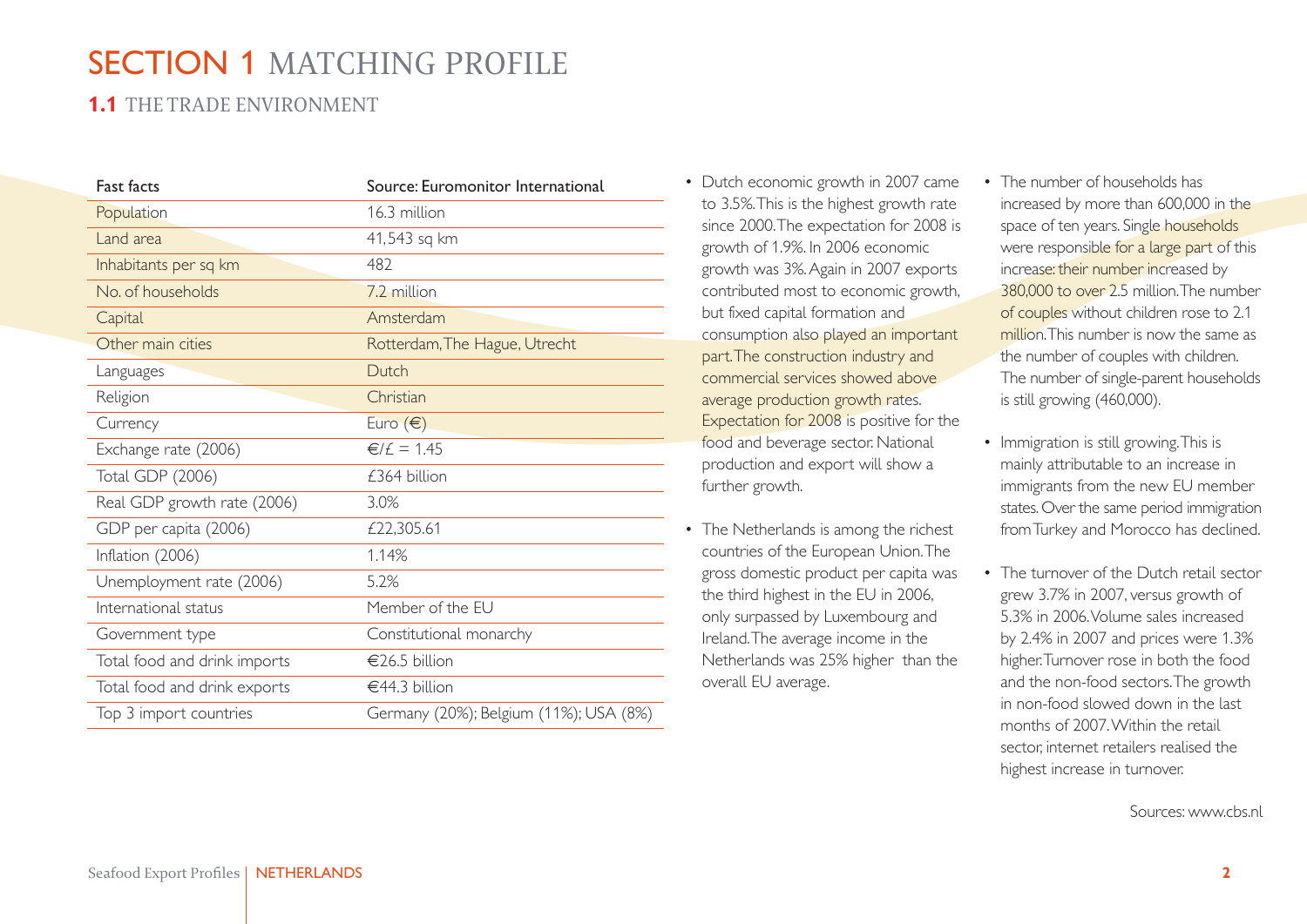# SECTION 1 MATCHING PROFILE

## 1.1 THE TRADE ENVIRONMENT

| Fast facts | Source: Euromonitor International |
|---|---|
| Population | 16.3 million |
| Land area | 41,543 sq km |
| Inhabitants per sq km | 482 |
| No. of households | 7.2 million |
| Capital | Amsterdam |
| Other main cities | Rotterdam, The Hague, Utrecht |
| Languages | Dutch |
| Religion | Christian |
| Currency | Euro (€) |
| Exchange rate (2006) | €/£ = 1.45 |
| Total GDP (2006) | £364 billion |
| Real GDP growth rate (2006) | 3.0% |
| GDP per capita (2006) | £22,305.61 |
| Inflation (2006) | 1.14% |
| Unemployment rate (2006) | 5.2% |
| International status | Member of the EU |
| Government type | Constitutional monarchy |
| Total food and drink imports | €26.5 billion |
| Total food and drink exports | €44.3 billion |
| Top 3 import countries | Germany (20%); Belgium (11%); USA (8%) |

- Dutch economic growth in 2007 came to 3.5%. This is the highest growth rate since 2000. The expectation for 2008 is growth of 1.9%. In 2006 economic growth was 3%. Again in 2007 exports contributed most to economic growth, but fixed capital formation and consumption also played an important part. The construction industry and commercial services showed above average production growth rates. Expectation for 2008 is positive for the food and beverage sector. National production and export will show a further growth.

- The Netherlands is among the richest countries of the European Union. The gross domestic product per capita was the third highest in the EU in 2006, only surpassed by Luxembourg and Ireland. The average income in the Netherlands was 25% higher than the overall EU average.

- The number of households has increased by more than 600,000 in the space of ten years. Single households were responsible for a large part of this increase: their number increased by 380,000 to over 2.5 million. The number of couples without children rose to 2.1 million. This number is now the same as the number of couples with children. The number of single-parent households is still growing (460,000).

- Immigration is still growing. This is mainly attributable to an increase in immigrants from the new EU member states. Over the same period immigration from Turkey and Morocco has declined.

- The turnover of the Dutch retail sector grew 3.7% in 2007, versus growth of 5.3% in 2006. Volume sales increased by 2.4% in 2007 and prices were 1.3% higher. Turnover rose in both the food and the non-food sectors. The growth in non-food slowed down in the last months of 2007. Within the retail sector, internet retailers realised the highest increase in turnover.

Sources: www.cbs.nl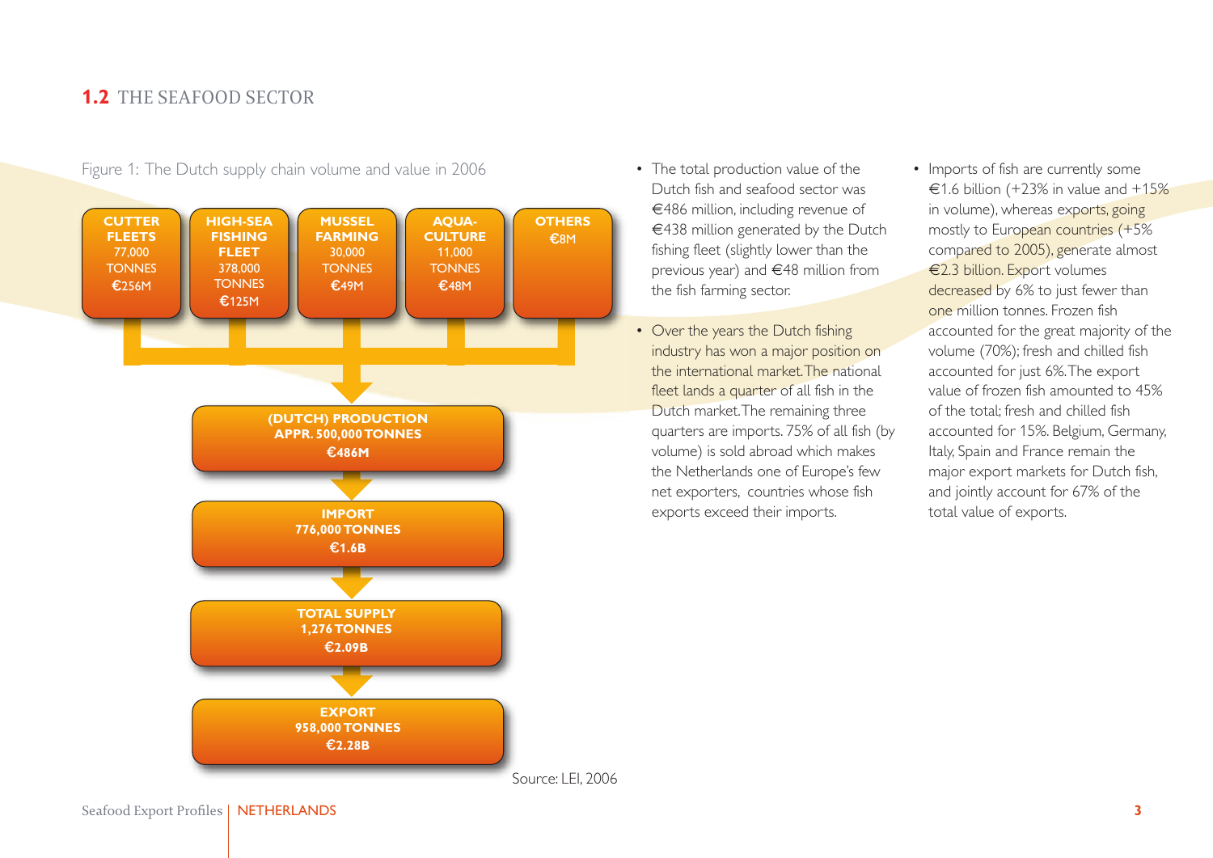## 1.2 THE SEAFOOD SECTOR

Figure 1: The Dutch supply chain volume and value in 2006

CUTTER FLEETS 77,000 TONNES €256M

HIGH-SEA FISHING FLEET 378,000 TONNES €125M

MUSSEL FARMING 30,000 TONNES €49M

AQUA-CULTURE 11,000 TONNES €48M

OTHERS €8M

(DUTCH) PRODUCTION APPR. 500,000 TONNES €486M

IMPORT 776,000 TONNES €1.6B

TOTAL SUPPLY 1,276 TONNES €2.09B

EXPORT 958,000 TONNES €2.28B

Source: LEI, 2006

- The total production value of the Dutch fish and seafood sector was €486 million, including revenue of €438 million generated by the Dutch fishing fleet (slightly lower than the previous year) and €48 million from the fish farming sector.
- Over the years the Dutch fishing industry has won a major position on the international market. The national fleet lands a quarter of all fish in the Dutch market. The remaining three quarters are imports. 75% of all fish (by volume) is sold abroad which makes the Netherlands one of Europe's few net exporters, countries whose fish exports exceed their imports.
- Imports of fish are currently some €1.6 billion (+23% in value and +15% in volume), whereas exports, going mostly to European countries (+5% compared to 2005), generate almost €2.3 billion. Export volumes decreased by 6% to just fewer than one million tonnes. Frozen fish accounted for the great majority of the volume (70%); fresh and chilled fish accounted for just 6%. The export value of frozen fish amounted to 45% of the total; fresh and chilled fish accounted for 15%. Belgium, Germany, Italy, Spain and France remain the major export markets for Dutch fish, and jointly account for 67% of the total value of exports.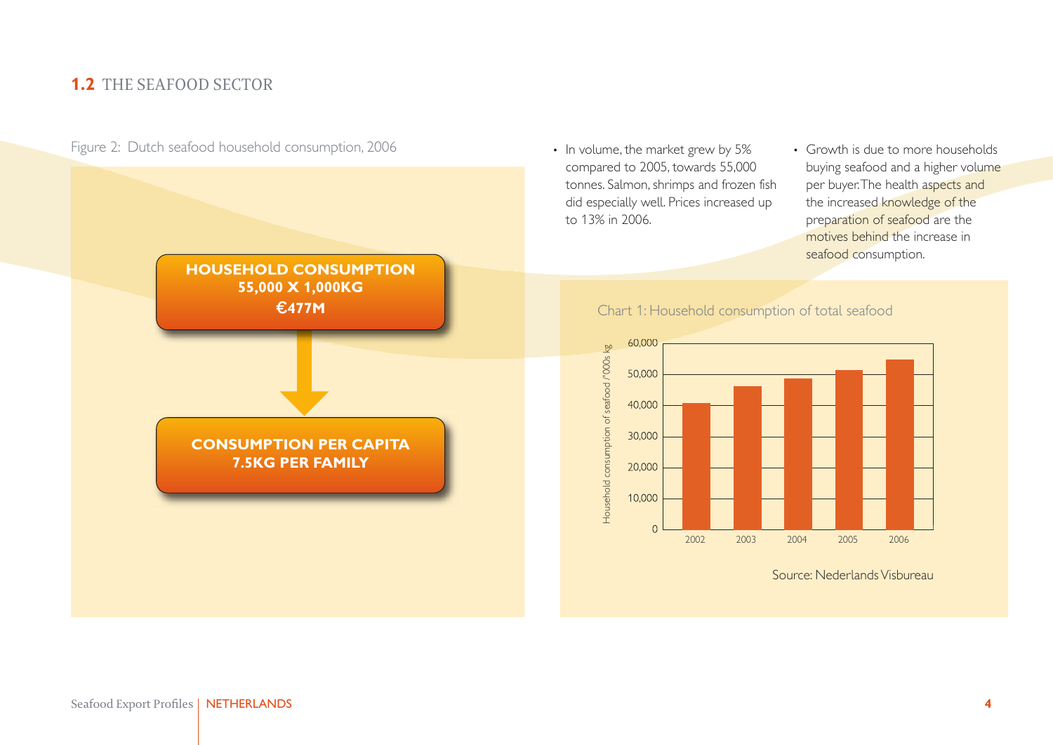## 1.2 THE SEAFOOD SECTOR

Figure 2: Dutch seafood household consumption, 2006

**HOUSEHOLD CONSUMPTION**
**55,000 X 1,000KG**
**€477M**

↓

**CONSUMPTION PER CAPITA**
**7.5KG PER FAMILY**

- In volume, the market grew by 5% compared to 2005, towards 55,000 tonnes. Salmon, shrimps and frozen fish did especially well. Prices increased up to 13% in 2006.
- Growth is due to more households buying seafood and a higher volume per buyer. The health aspects and the increased knowledge of the preparation of seafood are the motives behind the increase in seafood consumption.

Chart 1: Household consumption of total seafood

Household consumption of seafood /'000s kg

| Year | Consumption ('000s kg, approx.) |
|---|---|
| 2002 | ~41,000 |
| 2003 | ~46,000 |
| 2004 | ~49,000 |
| 2005 | ~52,000 |
| 2006 | ~55,000 |

Source: Nederlands Visbureau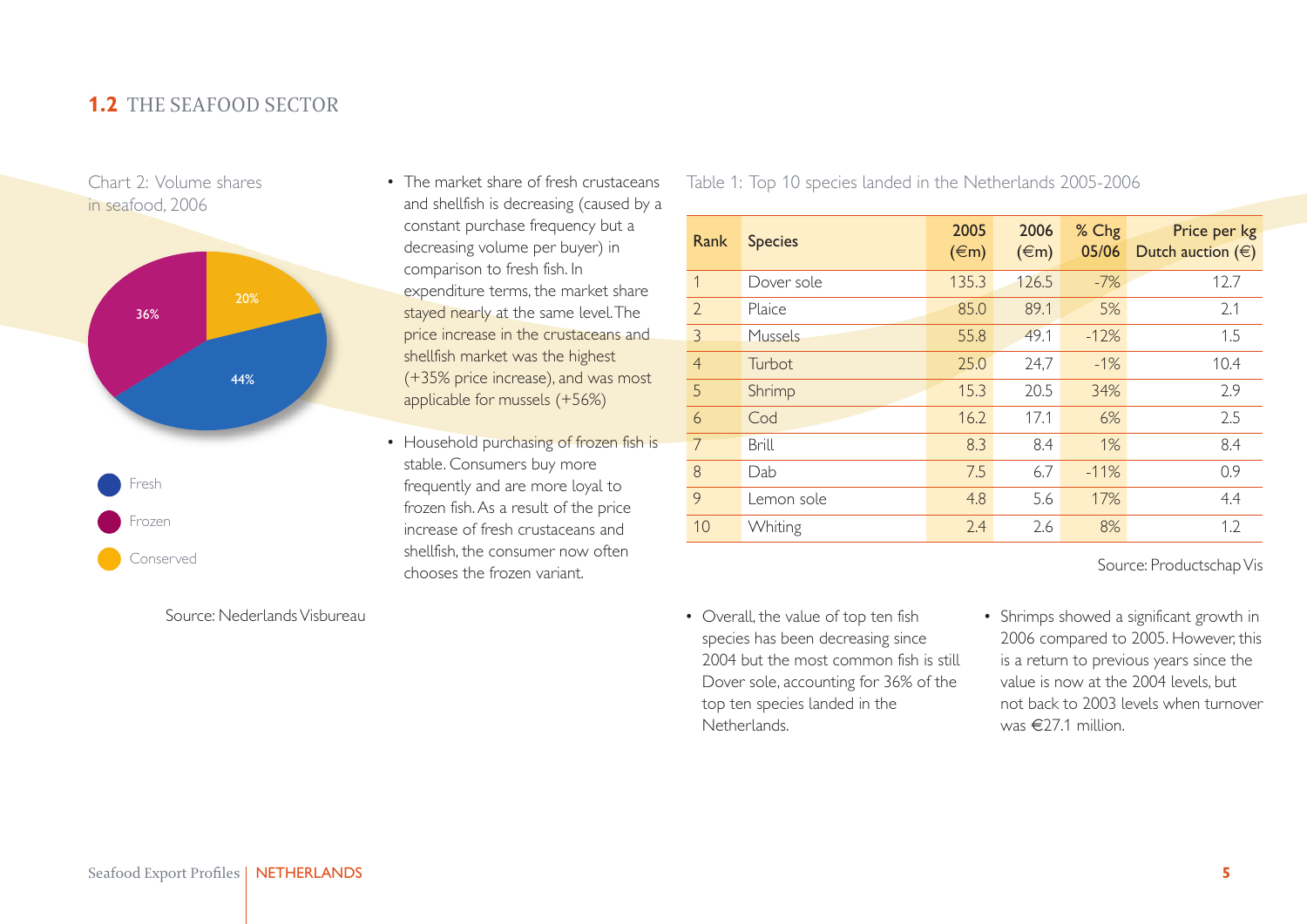## 1.2 THE SEAFOOD SECTOR

Chart 2: Volume shares in seafood, 2006

36%
20%
44%

Fresh
Frozen
Conserved

Source: Nederlands Visbureau

- The market share of fresh crustaceans and shellfish is decreasing (caused by a constant purchase frequency but a decreasing volume per buyer) in comparison to fresh fish. In expenditure terms, the market share stayed nearly at the same level. The price increase in the crustaceans and shellfish market was the highest (+35% price increase), and was most applicable for mussels (+56%)
- Household purchasing of frozen fish is stable. Consumers buy more frequently and are more loyal to frozen fish. As a result of the price increase of fresh crustaceans and shellfish, the consumer now often chooses the frozen variant.

Table 1: Top 10 species landed in the Netherlands 2005-2006

| Rank | Species | 2005 (€m) | 2006 (€m) | % Chg 05/06 | Price per kg Dutch auction (€) |
|---|---|---|---|---|---|
| 1 | Dover sole | 135.3 | 126.5 | -7% | 12.7 |
| 2 | Plaice | 85.0 | 89.1 | 5% | 2.1 |
| 3 | Mussels | 55.8 | 49.1 | -12% | 1.5 |
| 4 | Turbot | 25.0 | 24,7 | -1% | 10.4 |
| 5 | Shrimp | 15.3 | 20.5 | 34% | 2.9 |
| 6 | Cod | 16.2 | 17.1 | 6% | 2.5 |
| 7 | Brill | 8.3 | 8.4 | 1% | 8.4 |
| 8 | Dab | 7.5 | 6.7 | -11% | 0.9 |
| 9 | Lemon sole | 4.8 | 5.6 | 17% | 4.4 |
| 10 | Whiting | 2.4 | 2.6 | 8% | 1.2 |

Source: Productschap Vis

- Overall, the value of top ten fish species has been decreasing since 2004 but the most common fish is still Dover sole, accounting for 36% of the top ten species landed in the Netherlands.
- Shrimps showed a significant growth in 2006 compared to 2005. However, this is a return to previous years since the value is now at the 2004 levels, but not back to 2003 levels when turnover was €27.1 million.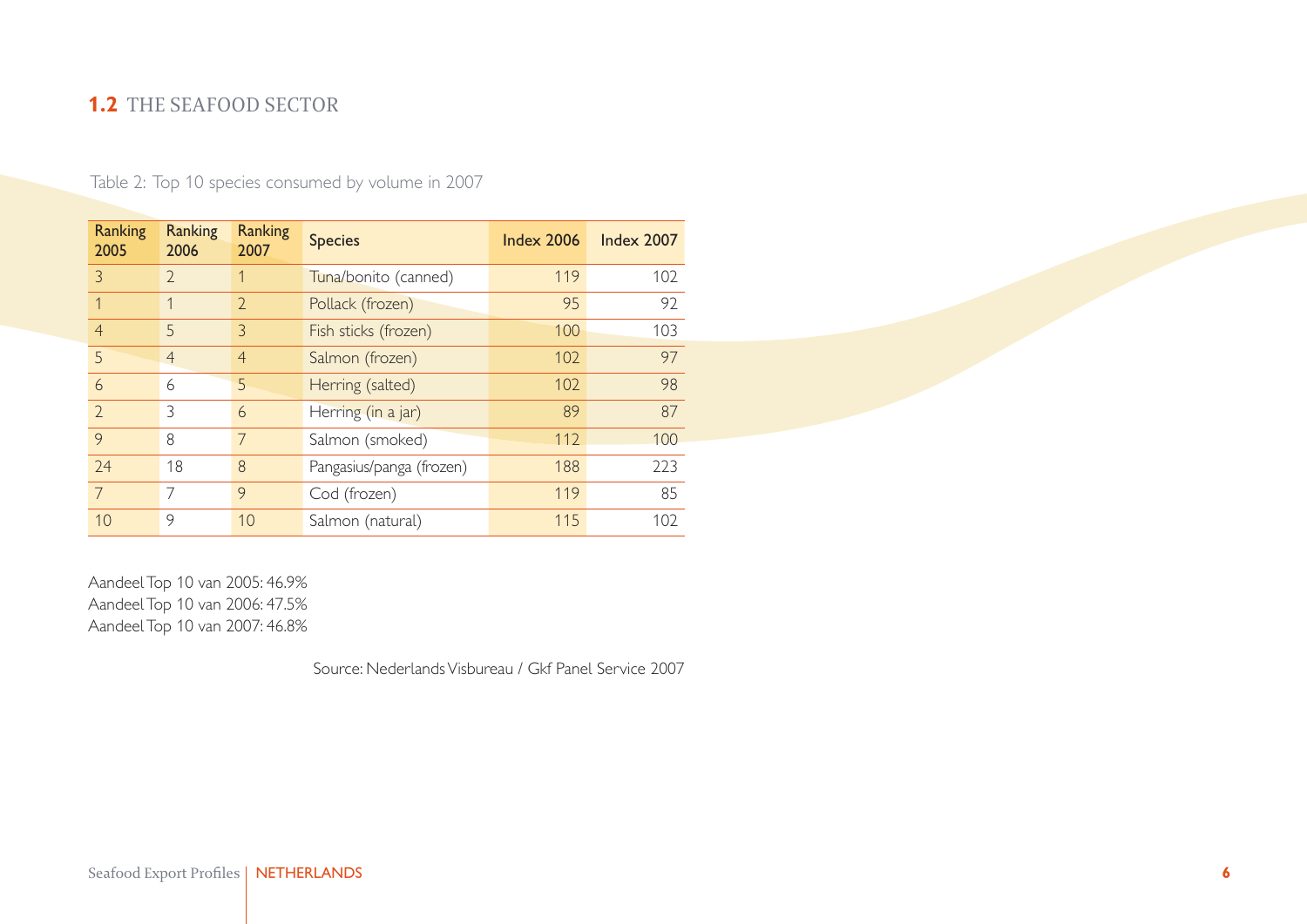## 1.2 THE SEAFOOD SECTOR

Table 2: Top 10 species consumed by volume in 2007

| Ranking 2005 | Ranking 2006 | Ranking 2007 | Species | Index 2006 | Index 2007 |
|---|---|---|---|---|---|
| 3 | 2 | 1 | Tuna/bonito (canned) | 119 | 102 |
| 1 | 1 | 2 | Pollack (frozen) | 95 | 92 |
| 4 | 5 | 3 | Fish sticks (frozen) | 100 | 103 |
| 5 | 4 | 4 | Salmon (frozen) | 102 | 97 |
| 6 | 6 | 5 | Herring (salted) | 102 | 98 |
| 2 | 3 | 6 | Herring (in a jar) | 89 | 87 |
| 9 | 8 | 7 | Salmon (smoked) | 112 | 100 |
| 24 | 18 | 8 | Pangasius/panga (frozen) | 188 | 223 |
| 7 | 7 | 9 | Cod (frozen) | 119 | 85 |
| 10 | 9 | 10 | Salmon (natural) | 115 | 102 |

Aandeel Top 10 van 2005: 46.9%
Aandeel Top 10 van 2006: 47.5%
Aandeel Top 10 van 2007: 46.8%

Source: Nederlands Visbureau / Gkf Panel Service 2007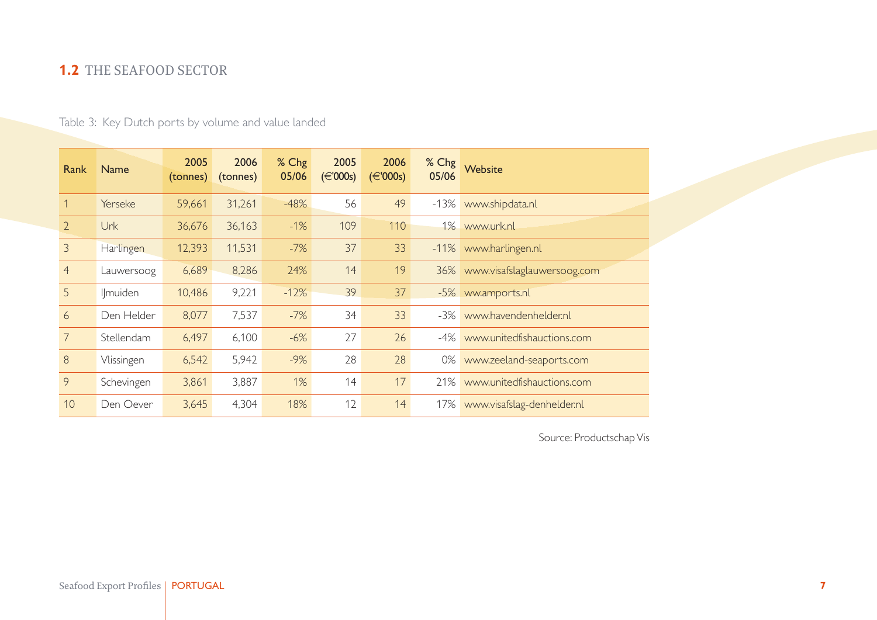## 1.2 THE SEAFOOD SECTOR

Table 3: Key Dutch ports by volume and value landed

| Rank | Name | 2005 (tonnes) | 2006 (tonnes) | % Chg 05/06 | 2005 (€'000s) | 2006 (€'000s) | % Chg 05/06 | Website |
|---|---|---|---|---|---|---|---|---|
| 1 | Yerseke | 59,661 | 31,261 | -48% | 56 | 49 | -13% | www.shipdata.nl |
| 2 | Urk | 36,676 | 36,163 | -1% | 109 | 110 | 1% | www.urk.nl |
| 3 | Harlingen | 12,393 | 11,531 | -7% | 37 | 33 | -11% | www.harlingen.nl |
| 4 | Lauwersoog | 6,689 | 8,286 | 24% | 14 | 19 | 36% | www.visafslaglauwersoog.com |
| 5 | IJmuiden | 10,486 | 9,221 | -12% | 39 | 37 | -5% | ww.amports.nl |
| 6 | Den Helder | 8,077 | 7,537 | -7% | 34 | 33 | -3% | www.havendenhelder.nl |
| 7 | Stellendam | 6,497 | 6,100 | -6% | 27 | 26 | -4% | www.unitedfishauctions.com |
| 8 | Vlissingen | 6,542 | 5,942 | -9% | 28 | 28 | 0% | www.zeeland-seaports.com |
| 9 | Schevingen | 3,861 | 3,887 | 1% | 14 | 17 | 21% | www.unitedfishauctions.com |
| 10 | Den Oever | 3,645 | 4,304 | 18% | 12 | 14 | 17% | www.visafslag-denhelder.nl |

Source: Productschap Vis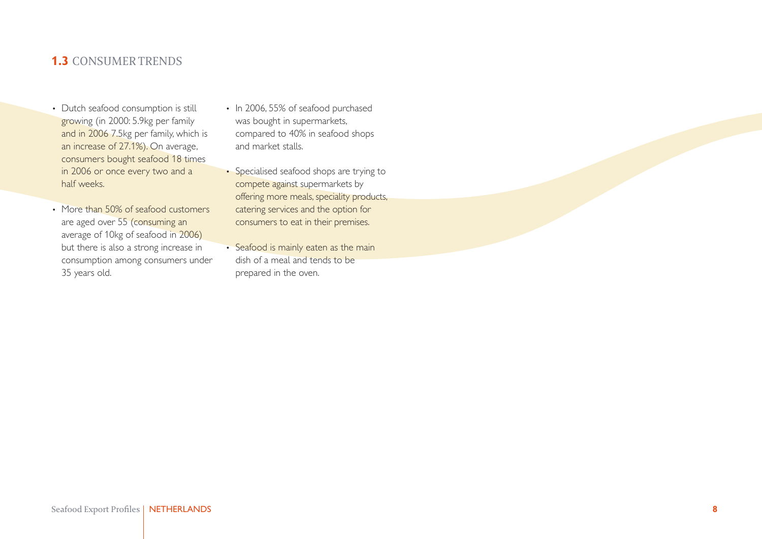## 1.3 CONSUMER TRENDS

- Dutch seafood consumption is still growing (in 2000: 5.9kg per family and in 2006 7.5kg per family, which is an increase of 27.1%). On average, consumers bought seafood 18 times in 2006 or once every two and a half weeks.
- More than 50% of seafood customers are aged over 55 (consuming an average of 10kg of seafood in 2006) but there is also a strong increase in consumption among consumers under 35 years old.
- In 2006, 55% of seafood purchased was bought in supermarkets, compared to 40% in seafood shops and market stalls.
- Specialised seafood shops are trying to compete against supermarkets by offering more meals, speciality products, catering services and the option for consumers to eat in their premises.
- Seafood is mainly eaten as the main dish of a meal and tends to be prepared in the oven.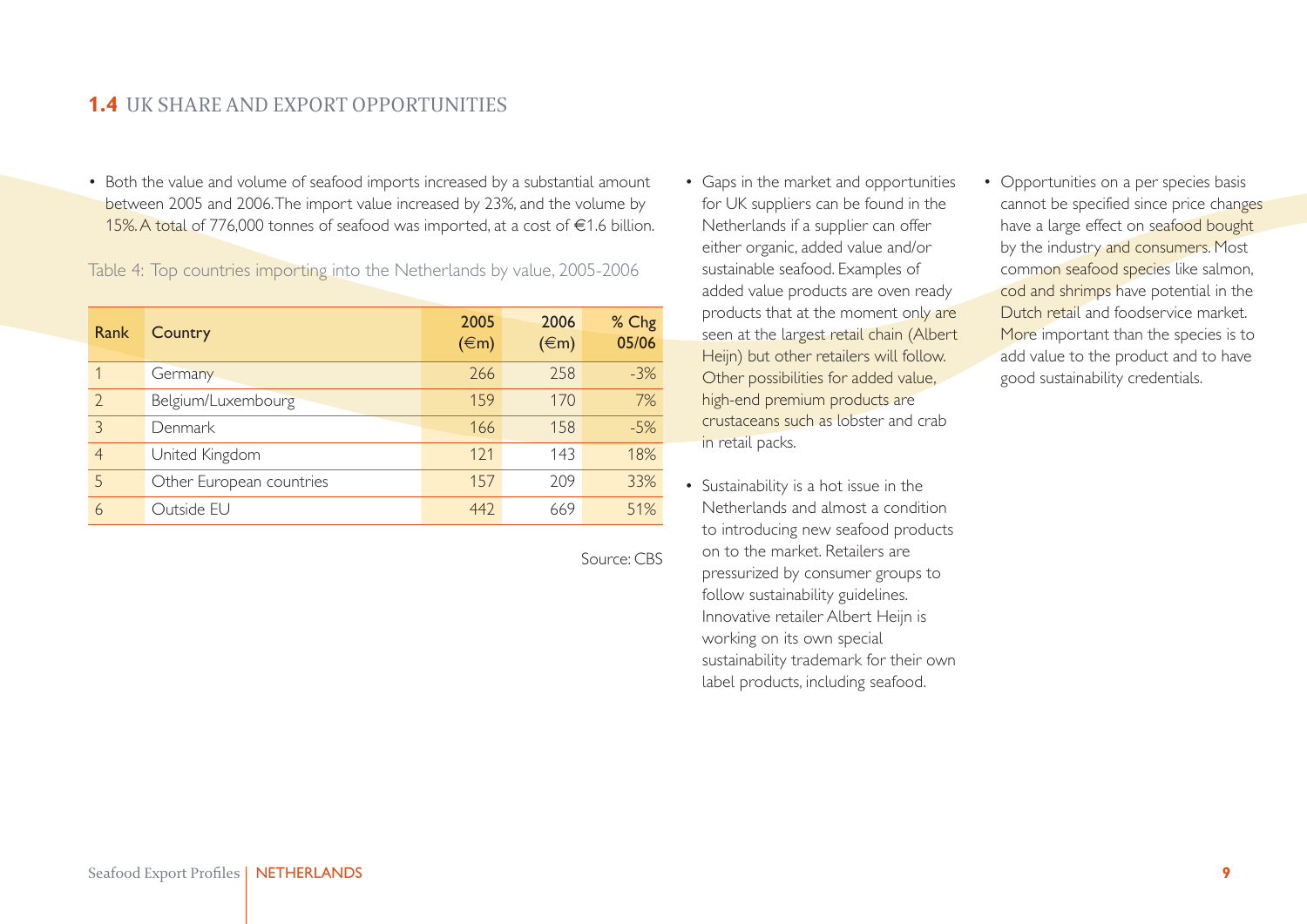## 1.4 UK SHARE AND EXPORT OPPORTUNITIES

- Both the value and volume of seafood imports increased by a substantial amount between 2005 and 2006. The import value increased by 23%, and the volume by 15%. A total of 776,000 tonnes of seafood was imported, at a cost of €1.6 billion.

Table 4: Top countries importing into the Netherlands by value, 2005-2006

| Rank | Country | 2005 (€m) | 2006 (€m) | % Chg 05/06 |
|---|---|---|---|---|
| 1 | Germany | 266 | 258 | -3% |
| 2 | Belgium/Luxembourg | 159 | 170 | 7% |
| 3 | Denmark | 166 | 158 | -5% |
| 4 | United Kingdom | 121 | 143 | 18% |
| 5 | Other European countries | 157 | 209 | 33% |
| 6 | Outside EU | 442 | 669 | 51% |

Source: CBS

- Gaps in the market and opportunities for UK suppliers can be found in the Netherlands if a supplier can offer either organic, added value and/or sustainable seafood. Examples of added value products are oven ready products that at the moment only are seen at the largest retail chain (Albert Heijn) but other retailers will follow. Other possibilities for added value, high-end premium products are crustaceans such as lobster and crab in retail packs.

- Sustainability is a hot issue in the Netherlands and almost a condition to introducing new seafood products on to the market. Retailers are pressurized by consumer groups to follow sustainability guidelines. Innovative retailer Albert Heijn is working on its own special sustainability trademark for their own label products, including seafood.

- Opportunities on a per species basis cannot be specified since price changes have a large effect on seafood bought by the industry and consumers. Most common seafood species like salmon, cod and shrimps have potential in the Dutch retail and foodservice market. More important than the species is to add value to the product and to have good sustainability credentials.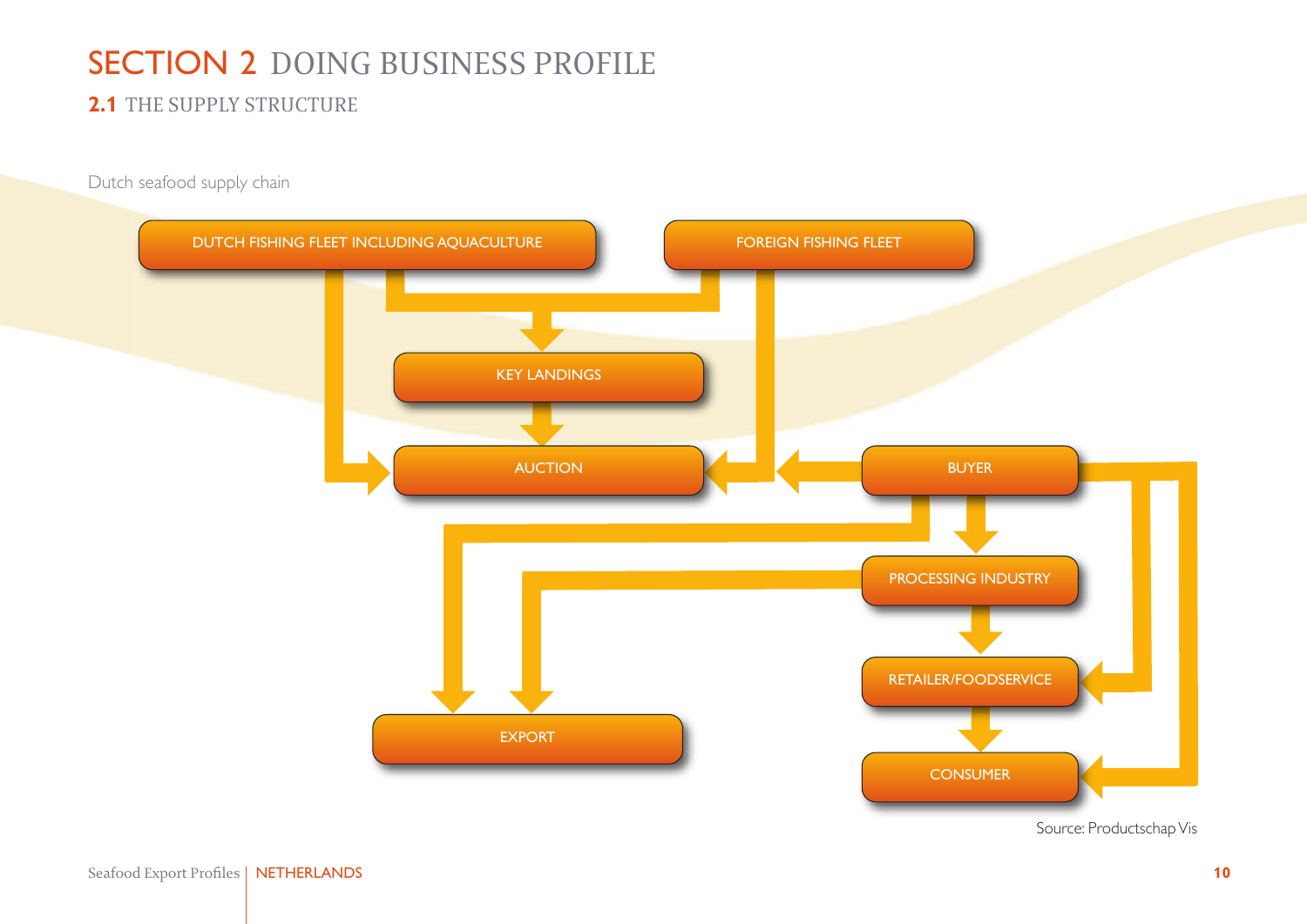# SECTION 2 DOING BUSINESS PROFILE

## 2.1 THE SUPPLY STRUCTURE

Dutch seafood supply chain

DUTCH FISHING FLEET INCLUDING AQUACULTURE

FOREIGN FISHING FLEET

KEY LANDINGS

AUCTION

BUYER

PROCESSING INDUSTRY

RETAILER/FOODSERVICE

EXPORT

CONSUMER

Source: Productschap Vis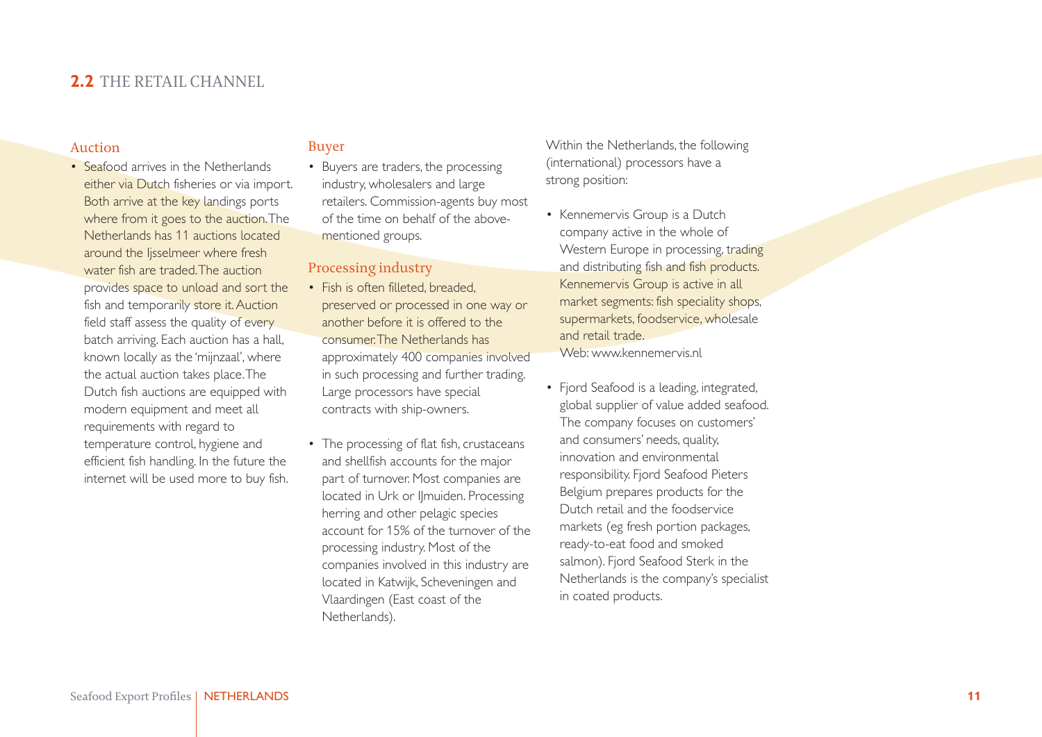## **2.2** THE RETAIL CHANNEL

### Auction

- Seafood arrives in the Netherlands either via Dutch fisheries or via import. Both arrive at the key landings ports where from it goes to the auction. The Netherlands has 11 auctions located around the Ijsselmeer where fresh water fish are traded. The auction provides space to unload and sort the fish and temporarily store it. Auction field staff assess the quality of every batch arriving. Each auction has a hall, known locally as the 'mijnzaal', where the actual auction takes place. The Dutch fish auctions are equipped with modern equipment and meet all requirements with regard to temperature control, hygiene and efficient fish handling. In the future the internet will be used more to buy fish.

### Buyer

- Buyers are traders, the processing industry, wholesalers and large retailers. Commission-agents buy most of the time on behalf of the above-mentioned groups.

### Processing industry

- Fish is often filleted, breaded, preserved or processed in one way or another before it is offered to the consumer. The Netherlands has approximately 400 companies involved in such processing and further trading. Large processors have special contracts with ship-owners.

- The processing of flat fish, crustaceans and shellfish accounts for the major part of turnover. Most companies are located in Urk or IJmuiden. Processing herring and other pelagic species account for 15% of the turnover of the processing industry. Most of the companies involved in this industry are located in Katwijk, Scheveningen and Vlaardingen (East coast of the Netherlands).

Within the Netherlands, the following (international) processors have a strong position:

- Kennemervis Group is a Dutch company active in the whole of Western Europe in processing, trading and distributing fish and fish products. Kennemervis Group is active in all market segments: fish speciality shops, supermarkets, foodservice, wholesale and retail trade.
  Web: www.kennemervis.nl

- Fjord Seafood is a leading, integrated, global supplier of value added seafood. The company focuses on customers' and consumers' needs, quality, innovation and environmental responsibility. Fjord Seafood Pieters Belgium prepares products for the Dutch retail and the foodservice markets (eg fresh portion packages, ready-to-eat food and smoked salmon). Fjord Seafood Sterk in the Netherlands is the company's specialist in coated products.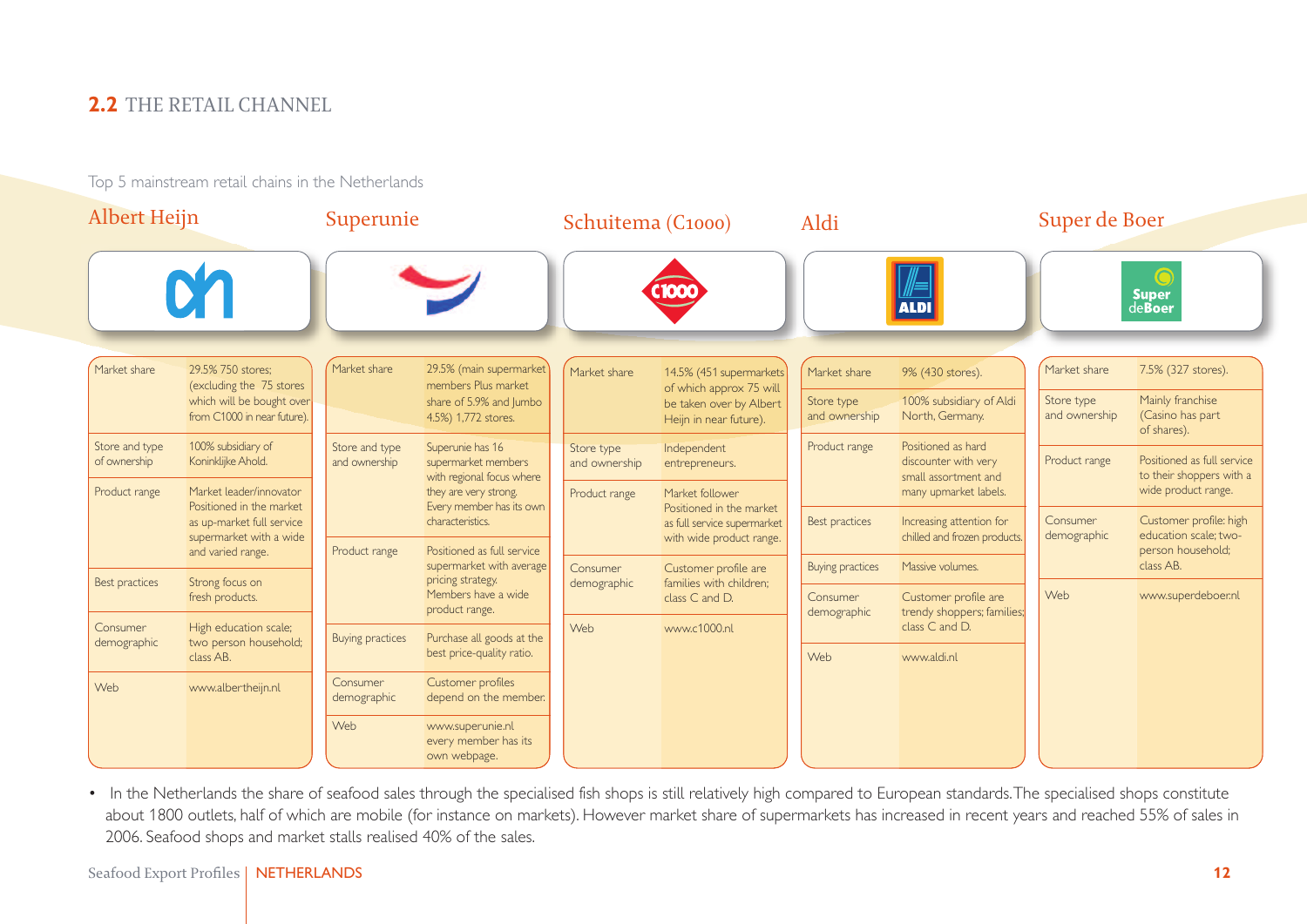## 2.2 THE RETAIL CHANNEL

Top 5 mainstream retail chains in the Netherlands

### Albert Heijn

| | |
|---|---|
| Market share | 29.5% 750 stores; (excluding the 75 stores which will be bought over from C1000 in near future). |
| Store and type of ownership | 100% subsidiary of Koninklijke Ahold. |
| Product range | Market leader/innovator Positioned in the market as up-market full service supermarket with a wide and varied range. |
| Best practices | Strong focus on fresh products. |
| Consumer demographic | High education scale; two person household; class AB. |
| Web | www.albertheijn.nl |

### Superunie

| | |
|---|---|
| Market share | 29.5% (main supermarket members Plus market share of 5.9% and Jumbo 4.5%) 1,772 stores. |
| Store and type and ownership | Superunie has 16 supermarket members with regional focus where they are very strong. Every member has its own characteristics. |
| Product range | Positioned as full service supermarket with average pricing strategy. Members have a wide product range. |
| Buying practices | Purchase all goods at the best price-quality ratio. |
| Consumer demographic | Customer profiles depend on the member. |
| Web | www.superunie.nl every member has its own webpage. |

### Schuitema (C1000)

| | |
|---|---|
| Market share | 14.5% (451 supermarkets of which approx 75 will be taken over by Albert Heijn in near future). |
| Store type and ownership | Independent entrepreneurs. |
| Product range | Market follower Positioned in the market as full service supermarket with wide product range. |
| Consumer demographic | Customer profile are families with children; class C and D. |
| Web | www.c1000.nl |

### Aldi

| | |
|---|---|
| Market share | 9% (430 stores). |
| Store type and ownership | 100% subsidiary of Aldi North, Germany. |
| Product range | Positioned as hard discounter with very small assortment and many upmarket labels. |
| Best practices | Increasing attention for chilled and frozen products. |
| Buying practices | Massive volumes. |
| Consumer demographic | Customer profile are trendy shoppers; families; class C and D. |
| Web | www.aldi.nl |

### Super de Boer

| | |
|---|---|
| Market share | 7.5% (327 stores). |
| Store type and ownership | Mainly franchise (Casino has part of shares). |
| Product range | Positioned as full service to their shoppers with a wide product range. |
| Consumer demographic | Customer profile: high education scale; two-person household; class AB. |
| Web | www.superdeboer.nl |

- In the Netherlands the share of seafood sales through the specialised fish shops is still relatively high compared to European standards. The specialised shops constitute about 1800 outlets, half of which are mobile (for instance on markets). However market share of supermarkets has increased in recent years and reached 55% of sales in 2006. Seafood shops and market stalls realised 40% of the sales.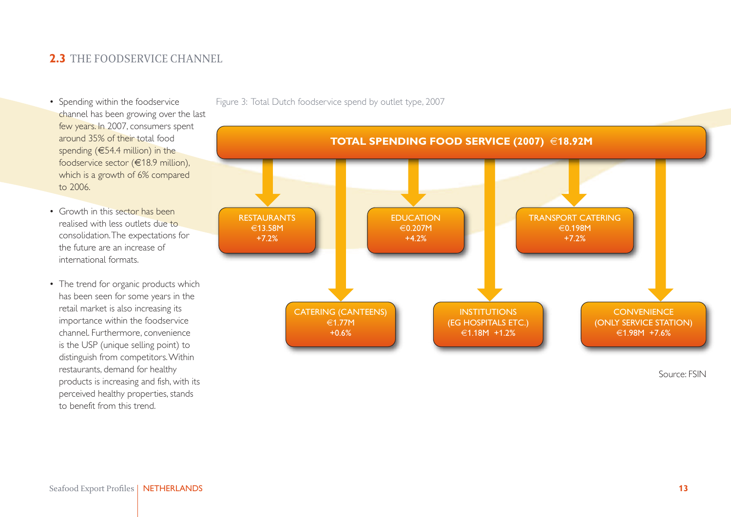## 2.3 THE FOODSERVICE CHANNEL

- Spending within the foodservice channel has been growing over the last few years. In 2007, consumers spent around 35% of their total food spending (€54.4 million) in the foodservice sector (€18.9 million), which is a growth of 6% compared to 2006.
- Growth in this sector has been realised with less outlets due to consolidation. The expectations for the future are an increase of international formats.
- The trend for organic products which has been seen for some years in the retail market is also increasing its importance within the foodservice channel. Furthermore, convenience is the USP (unique selling point) to distinguish from competitors. Within restaurants, demand for healthy products is increasing and fish, with its perceived healthy properties, stands to benefit from this trend.

Figure 3: Total Dutch foodservice spend by outlet type, 2007

**TOTAL SPENDING FOOD SERVICE (2007) €18.92M**

| Outlet type | Spend | Growth |
| --- | --- | --- |
| RESTAURANTS | €13.58M | +7.2% |
| EDUCATION | €0.207M | +4.2% |
| TRANSPORT CATERING | €0.198M | +7.2% |
| CATERING (CANTEENS) | €1.77M | +0.6% |
| INSTITUTIONS (EG HOSPITALS ETC.) | €1.18M | +1.2% |
| CONVENIENCE (ONLY SERVICE STATION) | €1.98M | +7.6% |

Source: FSIN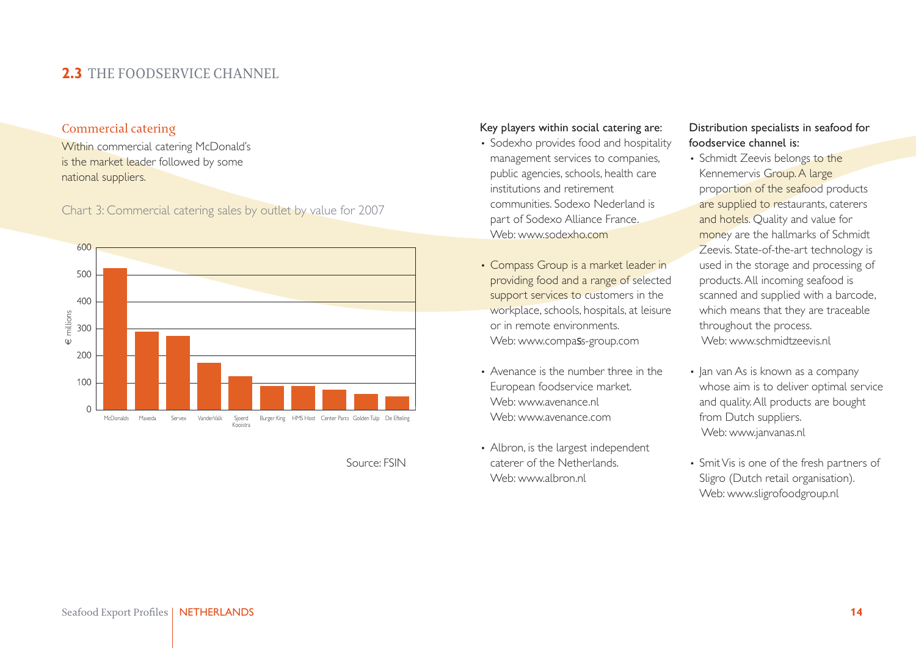## 2.3 THE FOODSERVICE CHANNEL

### Commercial catering

Within commercial catering McDonald's is the market leader followed by some national suppliers.

Chart 3: Commercial catering sales by outlet by value for 2007

Source: FSIN

Key players within social catering are:

- Sodexho provides food and hospitality management services to companies, public agencies, schools, health care institutions and retirement communities. Sodexo Nederland is part of Sodexo Alliance France. Web: www.sodexho.com
- Compass Group is a market leader in providing food and a range of selected support services to customers in the workplace, schools, hospitals, at leisure or in remote environments. Web: www.compass-group.com
- Avenance is the number three in the European foodservice market. Web: www.avenance.nl Web: www.avenance.com
- Albron, is the largest independent caterer of the Netherlands. Web: www.albron.nl

Distribution specialists in seafood for foodservice channel is:

- Schmidt Zeevis belongs to the Kennemervis Group. A large proportion of the seafood products are supplied to restaurants, caterers and hotels. Quality and value for money are the hallmarks of Schmidt Zeevis. State-of-the-art technology is used in the storage and processing of products. All incoming seafood is scanned and supplied with a barcode, which means that they are traceable throughout the process. Web: www.schmidtzeevis.nl
- Jan van As is known as a company whose aim is to deliver optimal service and quality. All products are bought from Dutch suppliers. Web: www.janvanas.nl
- Smit Vis is one of the fresh partners of Sligro (Dutch retail organisation). Web: www.sligrofoodgroup.nl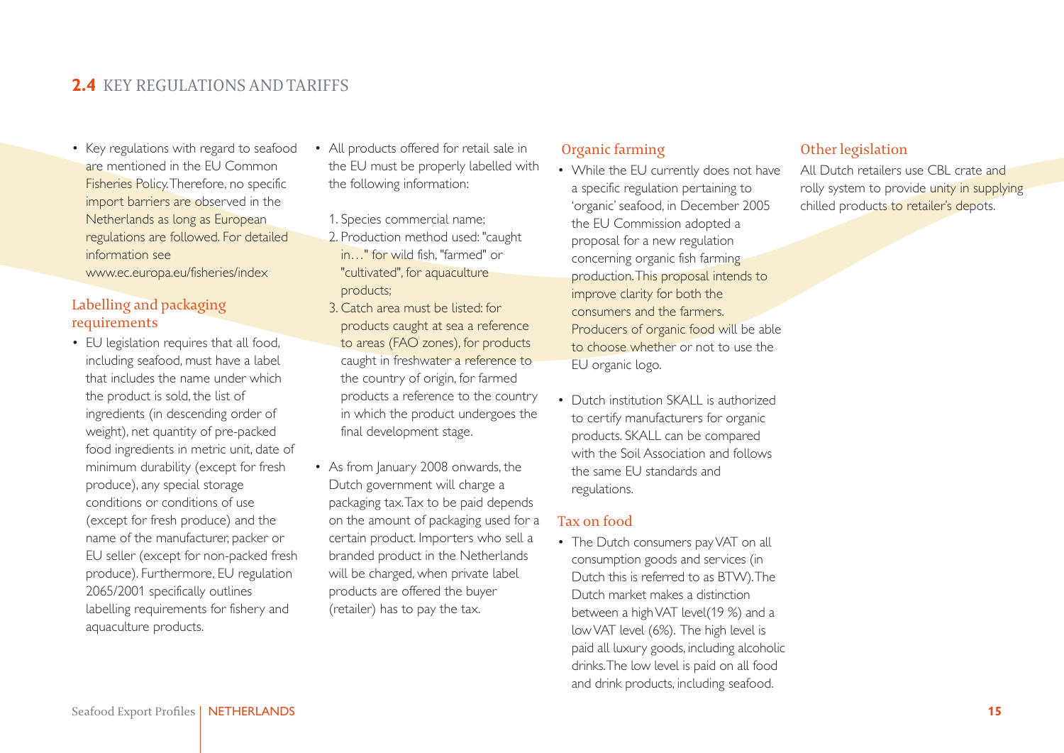## 2.4 KEY REGULATIONS AND TARIFFS

- Key regulations with regard to seafood are mentioned in the EU Common Fisheries Policy. Therefore, no specific import barriers are observed in the Netherlands as long as European regulations are followed. For detailed information see www.ec.europa.eu/fisheries/index

### Labelling and packaging requirements

- EU legislation requires that all food, including seafood, must have a label that includes the name under which the product is sold, the list of ingredients (in descending order of weight), net quantity of pre-packed food ingredients in metric unit, date of minimum durability (except for fresh produce), any special storage conditions or conditions of use (except for fresh produce) and the name of the manufacturer, packer or EU seller (except for non-packed fresh produce). Furthermore, EU regulation 2065/2001 specifically outlines labelling requirements for fishery and aquaculture products.

- All products offered for retail sale in the EU must be properly labelled with the following information:

  1. Species commercial name;
  2. Production method used: "caught in…" for wild fish, "farmed" or "cultivated", for aquaculture products;
  3. Catch area must be listed: for products caught at sea a reference to areas (FAO zones), for products caught in freshwater a reference to the country of origin, for farmed products a reference to the country in which the product undergoes the final development stage.

- As from January 2008 onwards, the Dutch government will charge a packaging tax. Tax to be paid depends on the amount of packaging used for a certain product. Importers who sell a branded product in the Netherlands will be charged, when private label products are offered the buyer (retailer) has to pay the tax.

### Organic farming

- While the EU currently does not have a specific regulation pertaining to 'organic' seafood, in December 2005 the EU Commission adopted a proposal for a new regulation concerning organic fish farming production. This proposal intends to improve clarity for both the consumers and the farmers. Producers of organic food will be able to choose whether or not to use the EU organic logo.

- Dutch institution SKALL is authorized to certify manufacturers for organic products. SKALL can be compared with the Soil Association and follows the same EU standards and regulations.

### Tax on food

- The Dutch consumers pay VAT on all consumption goods and services (in Dutch this is referred to as BTW). The Dutch market makes a distinction between a high VAT level(19 %) and a low VAT level (6%). The high level is paid all luxury goods, including alcoholic drinks. The low level is paid on all food and drink products, including seafood.

### Other legislation

All Dutch retailers use CBL crate and rolly system to provide unity in supplying chilled products to retailer's depots.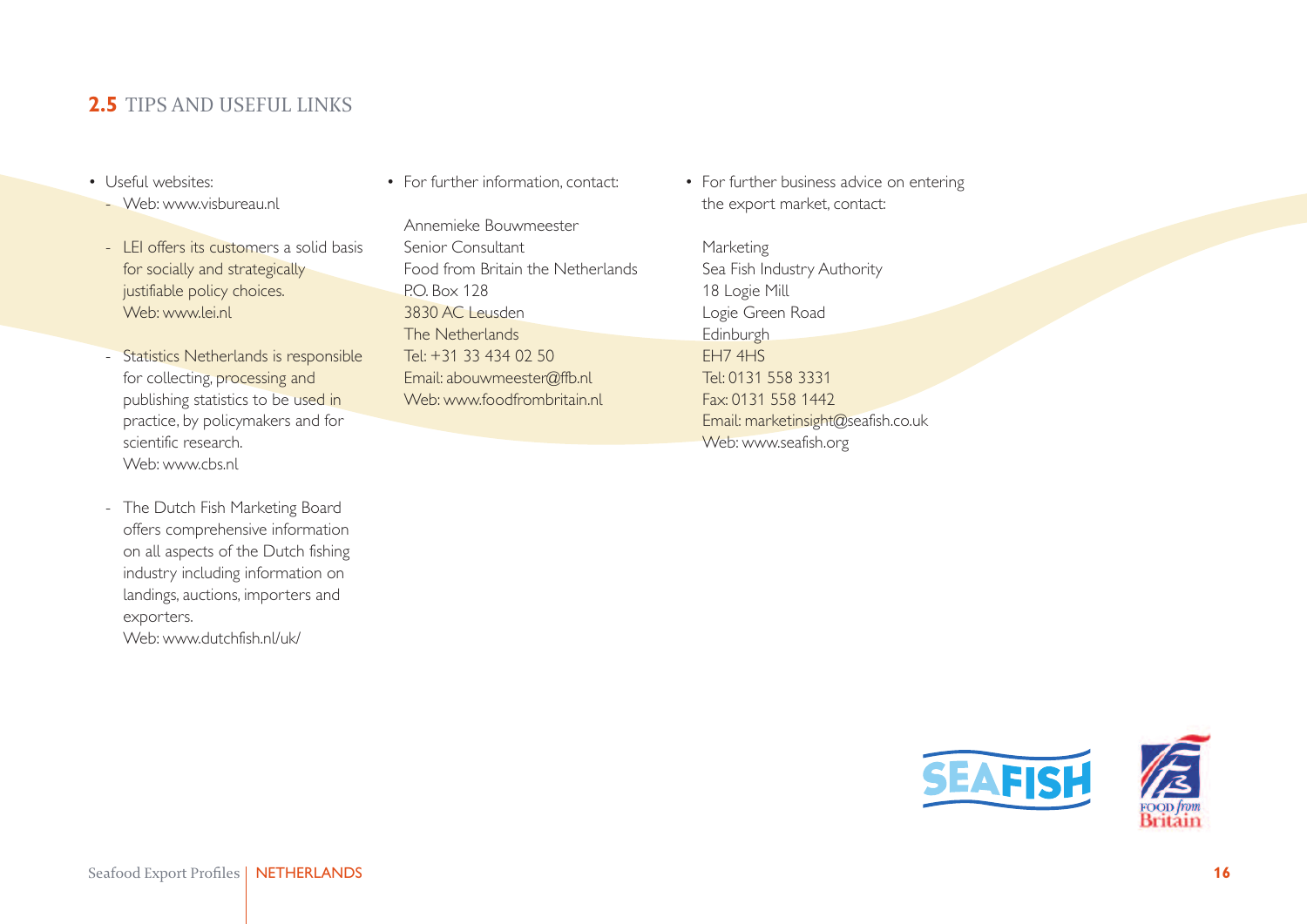## 2.5 TIPS AND USEFUL LINKS

- Useful websites:
  - Web: www.visbureau.nl
  - LEI offers its customers a solid basis for socially and strategically justifiable policy choices.
    Web: www.lei.nl
  - Statistics Netherlands is responsible for collecting, processing and publishing statistics to be used in practice, by policymakers and for scientific research.
    Web: www.cbs.nl
  - The Dutch Fish Marketing Board offers comprehensive information on all aspects of the Dutch fishing industry including information on landings, auctions, importers and exporters.
    Web: www.dutchfish.nl/uk/

- For further information, contact:

  Annemieke Bouwmeester
  Senior Consultant
  Food from Britain the Netherlands
  P.O. Box 128
  3830 AC Leusden
  The Netherlands
  Tel: +31 33 434 02 50
  Email: abouwmeester@ffb.nl
  Web: www.foodfrombritain.nl

- For further business advice on entering the export market, contact:

  Marketing
  Sea Fish Industry Authority
  18 Logie Mill
  Logie Green Road
  Edinburgh
  EH7 4HS
  Tel: 0131 558 3331
  Fax: 0131 558 1442
  Email: marketinsight@seafish.co.uk
  Web: www.seafish.org